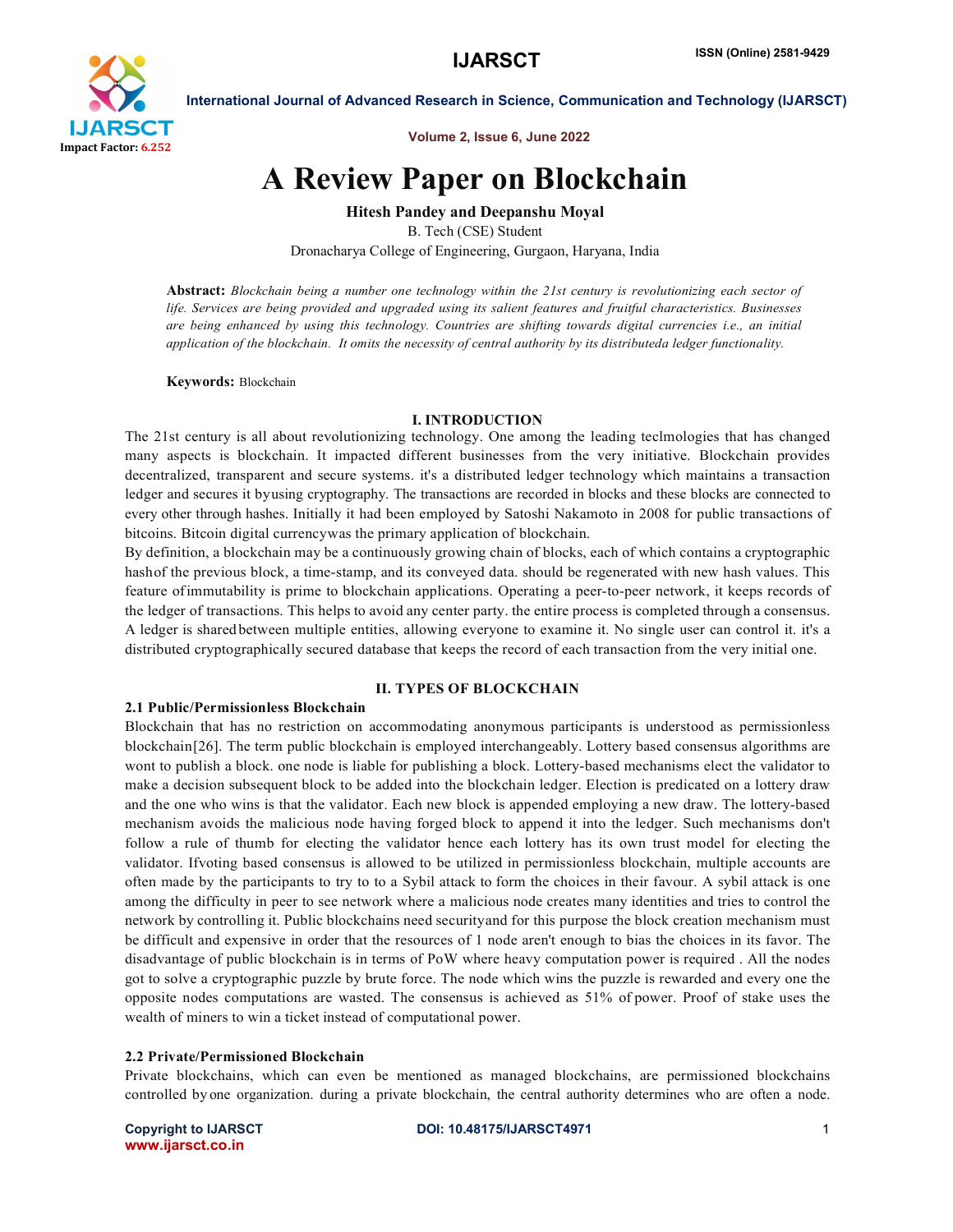# A Review Paper on Blockchain

**Hitesh Pandey and Deepanshu Moyal**

B. Tech (CSE) Student

Dronacharya College of Engineering, Gurgaon, Haryana, India

**Abstract:** *Blockchain being a number one technology within the 21st century is revolutionizing each sector of life. Services are being provided and upgraded using its salient features and fruitful characteristics. Businesses are being enhanced by using this technology. Countries are shifting towards digital currencies i.e., an initial application of the blockchain. It omits the necessity of central authority by its distributeda ledger functionality.*

**Keywords:** Blockchain

## I. INTRODUCTION

The 21st century is all about revolutionizing technology. One among the leading teclmologies that has changed many aspects is blockchain. It impacted different businesses from the very initiative. Blockchain provides decentralized, transparent and secure systems. it's a distributed ledger technology which maintains a transaction ledger and secures it byusing cryptography. The transactions are recorded in blocks and these blocks are connected to every other through hashes. Initially it had been employed by Satoshi Nakamoto in 2008 for public transactions of bitcoins. Bitcoin digital currencywas the primary application of blockchain.

By definition, a blockchain may be a continuously growing chain of blocks, each of which contains a cryptographic hashof the previous block, a time-stamp, and its conveyed data. should be regenerated with new hash values. This feature ofimmutability is prime to blockchain applications. Operating a peer-to-peer network, it keeps records of the ledger of transactions. This helps to avoid any center party. the entire process is completed through a consensus. A ledger is sharedbetween multiple entities, allowing everyone to examine it. No single user can control it. it's a distributed cryptographically secured database that keeps the record of each transaction from the very initial one.

## II. TYPES OF BLOCKCHAIN

### 2.1 Public/Permissionless Blockchain

Blockchain that has no restriction on accommodating anonymous participants is understood as permissionless blockchain[26]. The term public blockchain is employed interchangeably. Lottery based consensus algorithms are wont to publish a block. one node is liable for publishing a block. Lottery-based mechanisms elect the validator to make a decision subsequent block to be added into the blockchain ledger. Election is predicated on a lottery draw and the one who wins is that the validator. Each new block is appended employing a new draw. The lottery-based mechanism avoids the malicious node having forged block to append it into the ledger. Such mechanisms don't follow a rule of thumb for electing the validator hence each lottery has its own trust model for electing the validator. Ifvoting based consensus is allowed to be utilized in permissionless blockchain, multiple accounts are often made by the participants to try to to a Sybil attack to form the choices in their favour. A sybil attack is one among the difficulty in peer to see network where a malicious node creates many identities and tries to control the network by controlling it. Public blockchains need securityand for this purpose the block creation mechanism must be difficult and expensive in order that the resources of 1 node aren't enough to bias the choices in its favor. The disadvantage of public blockchain is in terms of PoW where heavy computation power is required . All the nodes got to solve a cryptographic puzzle by brute force. The node which wins the puzzle is rewarded and every one the opposite nodes computations are wasted. The consensus is achieved as 51% of power. Proof of stake uses the wealth of miners to win a ticket instead of computational power.

### 2.2 Private/Permissioned Blockchain

Private blockchains, which can even be mentioned as managed blockchains, are permissioned blockchains controlled by one organization. during a private blockchain, the central authority determines who are often a node.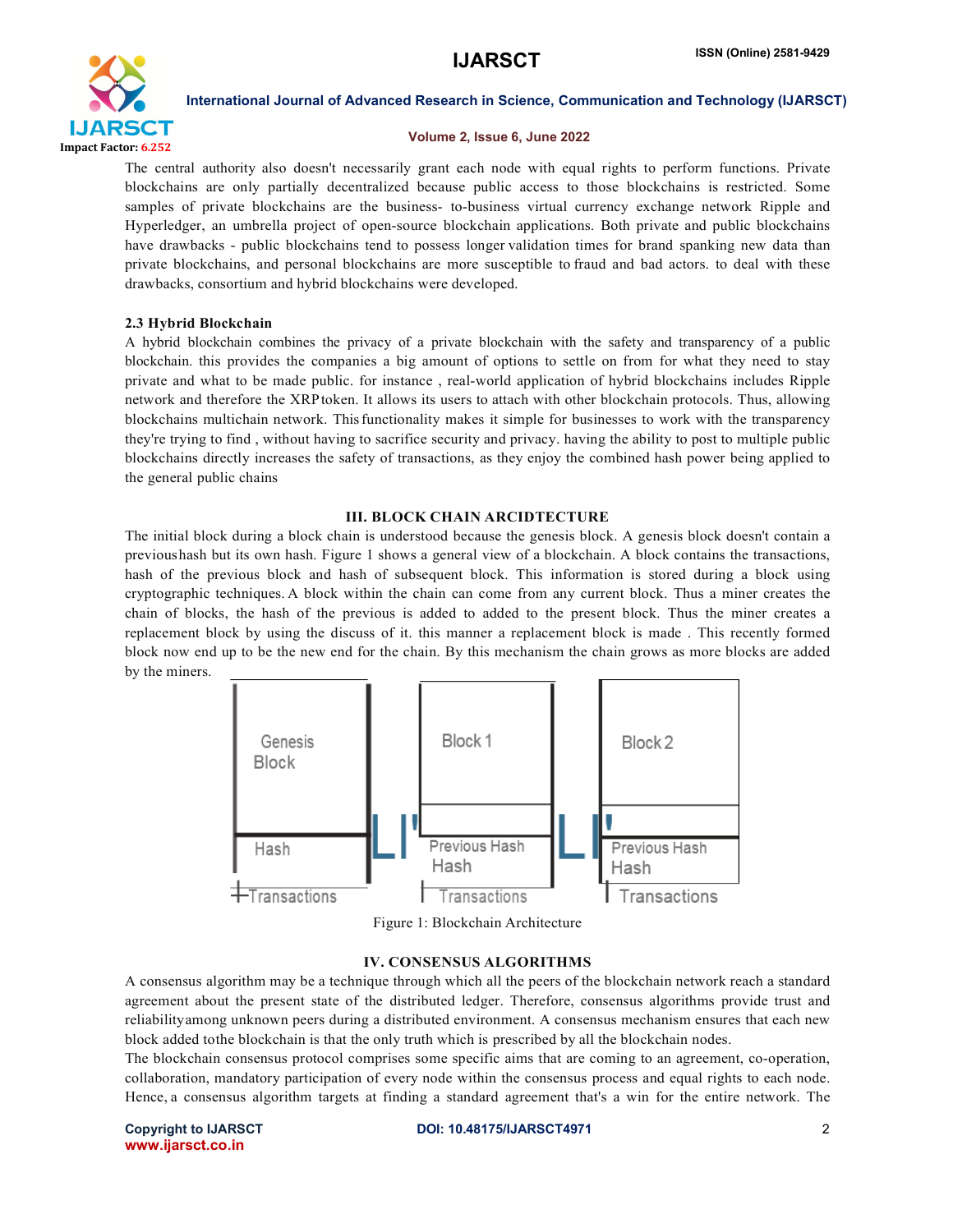The central authority also doesn't necessarily grant each node with equal rights to perform functions. Private blockchains are only partially decentralized because public access to those blockchains is restricted. Some samples of private blockchains are the business- to-business virtual currency exchange network Ripple and Hyperledger, an umbrella project of open-source blockchain applications. Both private and public blockchains have drawbacks - public blockchains tend to possess longer validation times for brand spanking new data than private blockchains, and personal blockchains are more susceptible to fraud and bad actors. to deal with these drawbacks, consortium and hybrid blockchains were developed.

### 2.3 Hybrid Blockchain

A hybrid blockchain combines the privacy of a private blockchain with the safety and transparency of a public blockchain. this provides the companies a big amount of options to settle on from for what they need to stay private and what to be made public. for instance , real-world application of hybrid blockchains includes Ripple network and therefore the XRP token. It allows its users to attach with other blockchain protocols. Thus, allowing blockchains multichain network. This functionality makes it simple for businesses to work with the transparency they're trying to find , without having to sacrifice security and privacy. having the ability to post to multiple public blockchains directly increases the safety of transactions, as they enjoy the combined hash power being applied to the general public chains

## III. BLOCK CHAIN ARCIDTECTURE

The initial block during a block chain is understood because the genesis block. A genesis block doesn't contain a previoushash but its own hash. Figure 1 shows a general view of a blockchain. A block contains the transactions, hash of the previous block and hash of subsequent block. This information is stored during a block using cryptographic techniques. A block within the chain can come from any current block. Thus a miner creates the chain of blocks, the hash of the previous is added to added to the present block. Thus the miner creates a replacement block by using the discuss of it. this manner a replacement block is made . This recently formed block now end up to be the new end for the chain. By this mechanism the chain grows as more blocks are added by the miners.

| Genesis Block | Block 1 | Block 2 |
|---|---|---|
| Hash | Previous Hash<br>Hash | Previous Hash<br>Hash |
| Transactions | Transactions | Transactions |

Figure 1: Blockchain Architecture

## IV. CONSENSUS ALGORITHMS

A consensus algorithm may be a technique through which all the peers of the blockchain network reach a standard agreement about the present state of the distributed ledger. Therefore, consensus algorithms provide trust and reliabilityamong unknown peers during a distributed environment. A consensus mechanism ensures that each new block added tothe blockchain is that the only truth which is prescribed by all the blockchain nodes.

The blockchain consensus protocol comprises some specific aims that are coming to an agreement, co-operation, collaboration, mandatory participation of every node within the consensus process and equal rights to each node. Hence, a consensus algorithm targets at finding a standard agreement that's a win for the entire network. The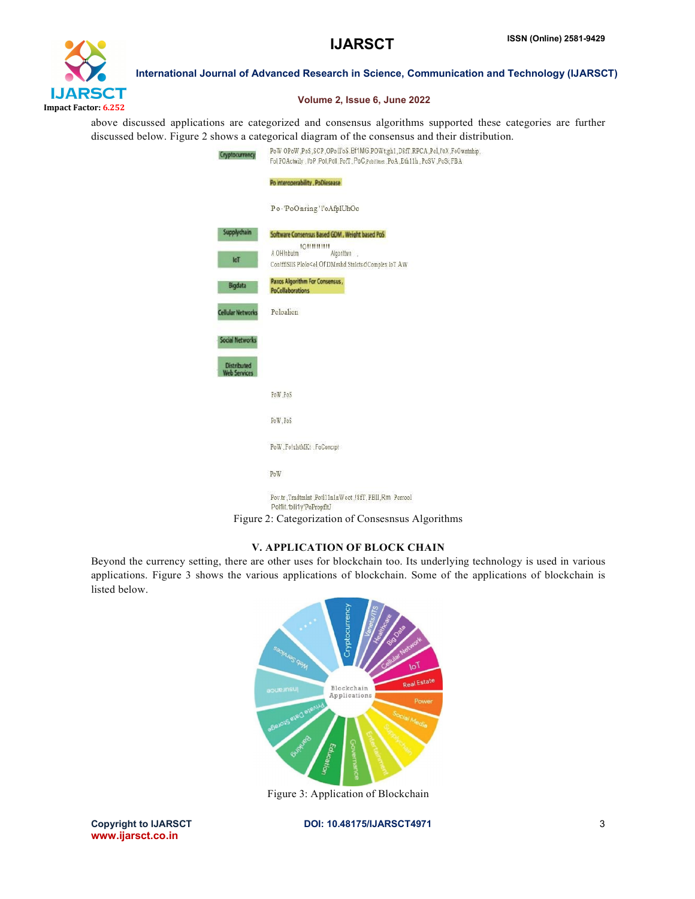above discussed applications are categorized and consensus algorithms supported these categories are further discussed below. Figure 2 shows a categorical diagram of the consensus and their distribution.

Figure 2: Categorization of Consesnsus Algorithms

## V. APPLICATION OF BLOCK CHAIN

Beyond the currency setting, there are other uses for blockchain too. Its underlying technology is used in various applications. Figure 3 shows the various applications of blockchain. Some of the applications of blockchain is listed below.

Figure 3: Application of Blockchain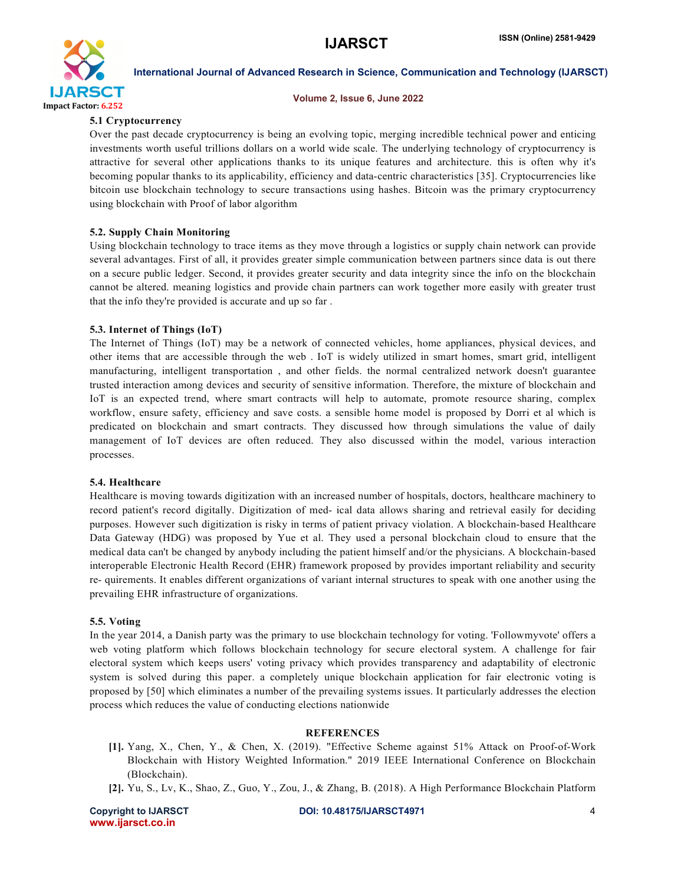### 5.1 Cryptocurrency

Over the past decade cryptocurrency is being an evolving topic, merging incredible technical power and enticing investments worth useful trillions dollars on a world wide scale. The underlying technology of cryptocurrency is attractive for several other applications thanks to its unique features and architecture. this is often why it's becoming popular thanks to its applicability, efficiency and data-centric characteristics [35]. Cryptocurrencies like bitcoin use blockchain technology to secure transactions using hashes. Bitcoin was the primary cryptocurrency using blockchain with Proof of labor algorithm

### 5.2. Supply Chain Monitoring

Using blockchain technology to trace items as they move through a logistics or supply chain network can provide several advantages. First of all, it provides greater simple communication between partners since data is out there on a secure public ledger. Second, it provides greater security and data integrity since the info on the blockchain cannot be altered. meaning logistics and provide chain partners can work together more easily with greater trust that the info they're provided is accurate and up so far .

### 5.3. Internet of Things (IoT)

The Internet of Things (IoT) may be a network of connected vehicles, home appliances, physical devices, and other items that are accessible through the web . IoT is widely utilized in smart homes, smart grid, intelligent manufacturing, intelligent transportation , and other fields. the normal centralized network doesn't guarantee trusted interaction among devices and security of sensitive information. Therefore, the mixture of blockchain and IoT is an expected trend, where smart contracts will help to automate, promote resource sharing, complex workflow, ensure safety, efficiency and save costs. a sensible home model is proposed by Dorri et al which is predicated on blockchain and smart contracts. They discussed how through simulations the value of daily management of IoT devices are often reduced. They also discussed within the model, various interaction processes.

### 5.4. Healthcare

Healthcare is moving towards digitization with an increased number of hospitals, doctors, healthcare machinery to record patient's record digitally. Digitization of med- ical data allows sharing and retrieval easily for deciding purposes. However such digitization is risky in terms of patient privacy violation. A blockchain-based Healthcare Data Gateway (HDG) was proposed by Yue et al. They used a personal blockchain cloud to ensure that the medical data can't be changed by anybody including the patient himself and/or the physicians. A blockchain-based interoperable Electronic Health Record (EHR) framework proposed by provides important reliability and security re- quirements. It enables different organizations of variant internal structures to speak with one another using the prevailing EHR infrastructure of organizations.

### 5.5. Voting

In the year 2014, a Danish party was the primary to use blockchain technology for voting. 'Followmyvote' offers a web voting platform which follows blockchain technology for secure electoral system. A challenge for fair electoral system which keeps users' voting privacy which provides transparency and adaptability of electronic system is solved during this paper. a completely unique blockchain application for fair electronic voting is proposed by [50] which eliminates a number of the prevailing systems issues. It particularly addresses the election process which reduces the value of conducting elections nationwide

## REFERENCES

[1]. Yang, X., Chen, Y., & Chen, X. (2019). "Effective Scheme against 51% Attack on Proof-of-Work Blockchain with History Weighted Information." 2019 IEEE International Conference on Blockchain (Blockchain).

[2]. Yu, S., Lv, K., Shao, Z., Guo, Y., Zou, J., & Zhang, B. (2018). A High Performance Blockchain Platform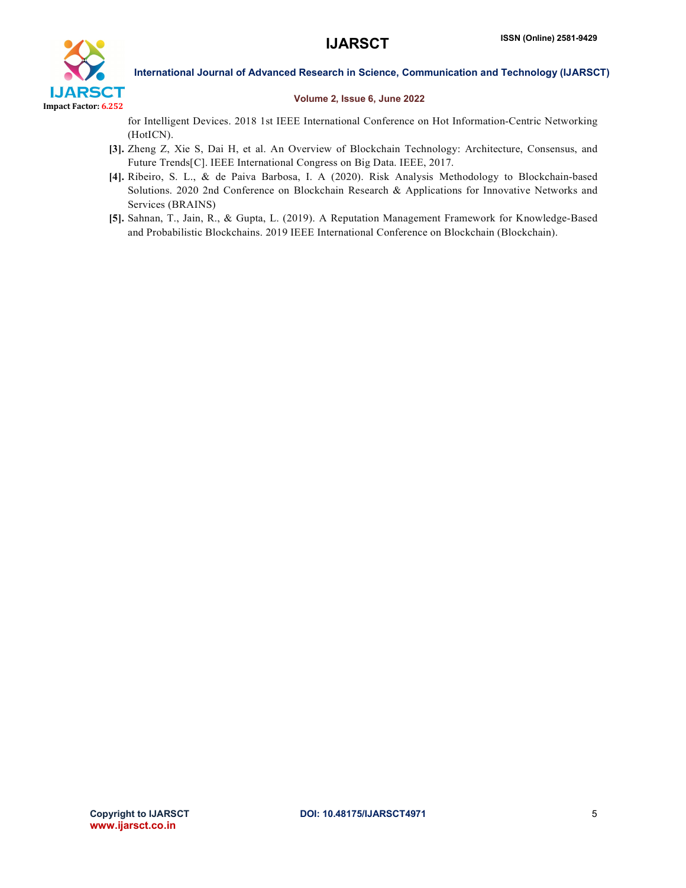for Intelligent Devices. 2018 1st IEEE International Conference on Hot Information-Centric Networking (HotICN).

**[3].** Zheng Z, Xie S, Dai H, et al. An Overview of Blockchain Technology: Architecture, Consensus, and Future Trends[C]. IEEE International Congress on Big Data. IEEE, 2017.

**[4].** Ribeiro, S. L., & de Paiva Barbosa, I. A (2020). Risk Analysis Methodology to Blockchain-based Solutions. 2020 2nd Conference on Blockchain Research & Applications for Innovative Networks and Services (BRAINS)

**[5].** Sahnan, T., Jain, R., & Gupta, L. (2019). A Reputation Management Framework for Knowledge-Based and Probabilistic Blockchains. 2019 IEEE International Conference on Blockchain (Blockchain).